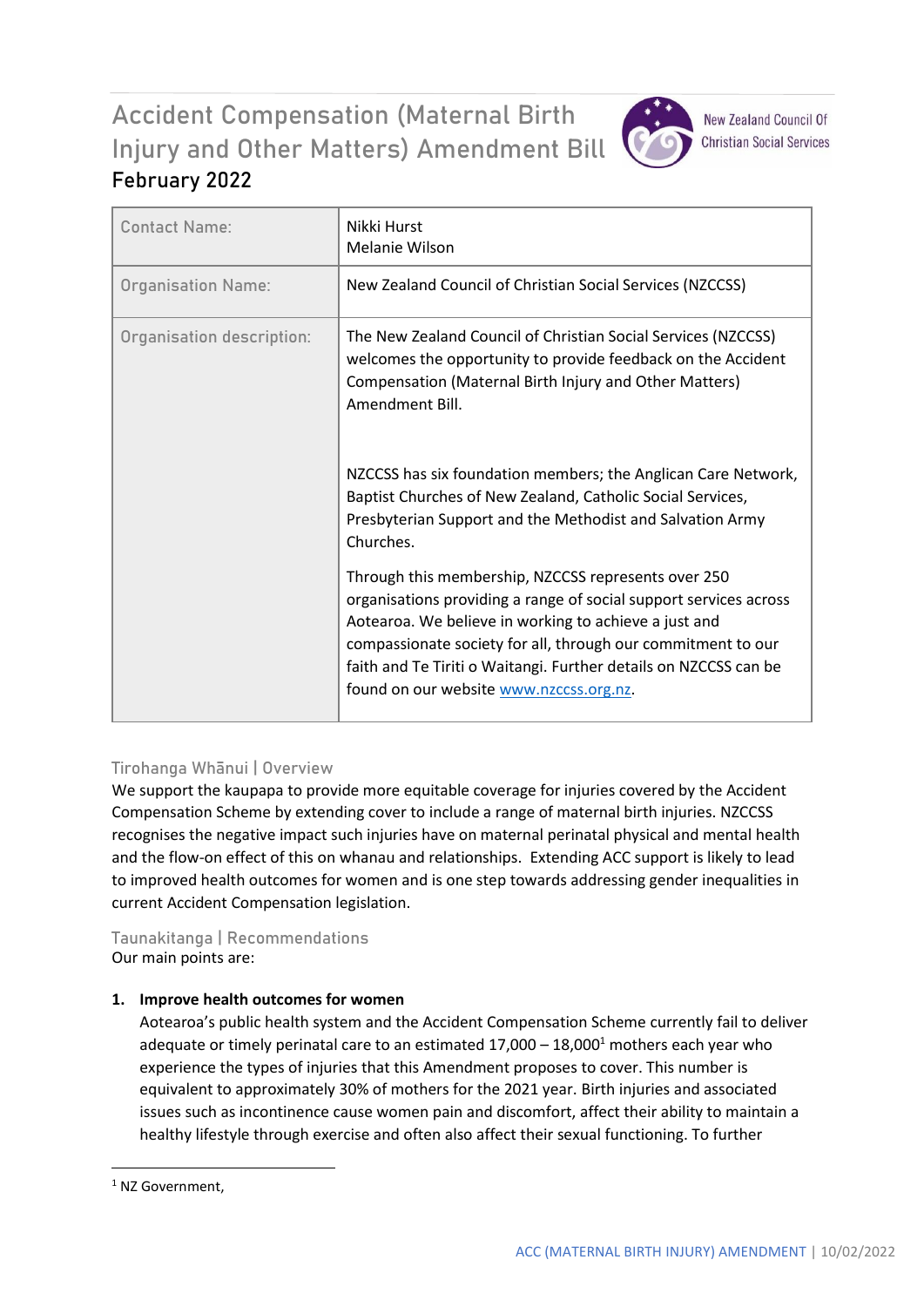# Accident Compensation (Maternal Birth Injury and Other Matters) Amendment Bill

**February 2022**

New Zealand Council Of Christian Social Services

| Contact Name: | Nikki Hurst<br>Melanie Wilson |
| --- | --- |
| Organisation Name: | New Zealand Council of Christian Social Services (NZCCSS) |
| Organisation description: | The New Zealand Council of Christian Social Services (NZCCSS) welcomes the opportunity to provide feedback on the Accident Compensation (Maternal Birth Injury and Other Matters) Amendment Bill.<br><br>NZCCSS has six foundation members; the Anglican Care Network, Baptist Churches of New Zealand, Catholic Social Services, Presbyterian Support and the Methodist and Salvation Army Churches.<br><br>Through this membership, NZCCSS represents over 250 organisations providing a range of social support services across Aotearoa. We believe in working to achieve a just and compassionate society for all, through our commitment to our faith and Te Tiriti o Waitangi. Further details on NZCCSS can be found on our website [www.nzccss.org.nz](http://www.nzccss.org.nz). |

## Tirohanga Whānui | Overview

We support the kaupapa to provide more equitable coverage for injuries covered by the Accident Compensation Scheme by extending cover to include a range of maternal birth injuries. NZCCSS recognises the negative impact such injuries have on maternal perinatal physical and mental health and the flow-on effect of this on whanau and relationships. Extending ACC support is likely to lead to improved health outcomes for women and is one step towards addressing gender inequalities in current Accident Compensation legislation.

## Taunakitanga | Recommendations

Our main points are:

1. **Improve health outcomes for women**

   Aotearoa's public health system and the Accident Compensation Scheme currently fail to deliver adequate or timely perinatal care to an estimated 17,000 – 18,000[1] mothers each year who experience the types of injuries that this Amendment proposes to cover. This number is equivalent to approximately 30% of mothers for the 2021 year. Birth injuries and associated issues such as incontinence cause women pain and discomfort, affect their ability to maintain a healthy lifestyle through exercise and often also affect their sexual functioning. To further

[1] NZ Government,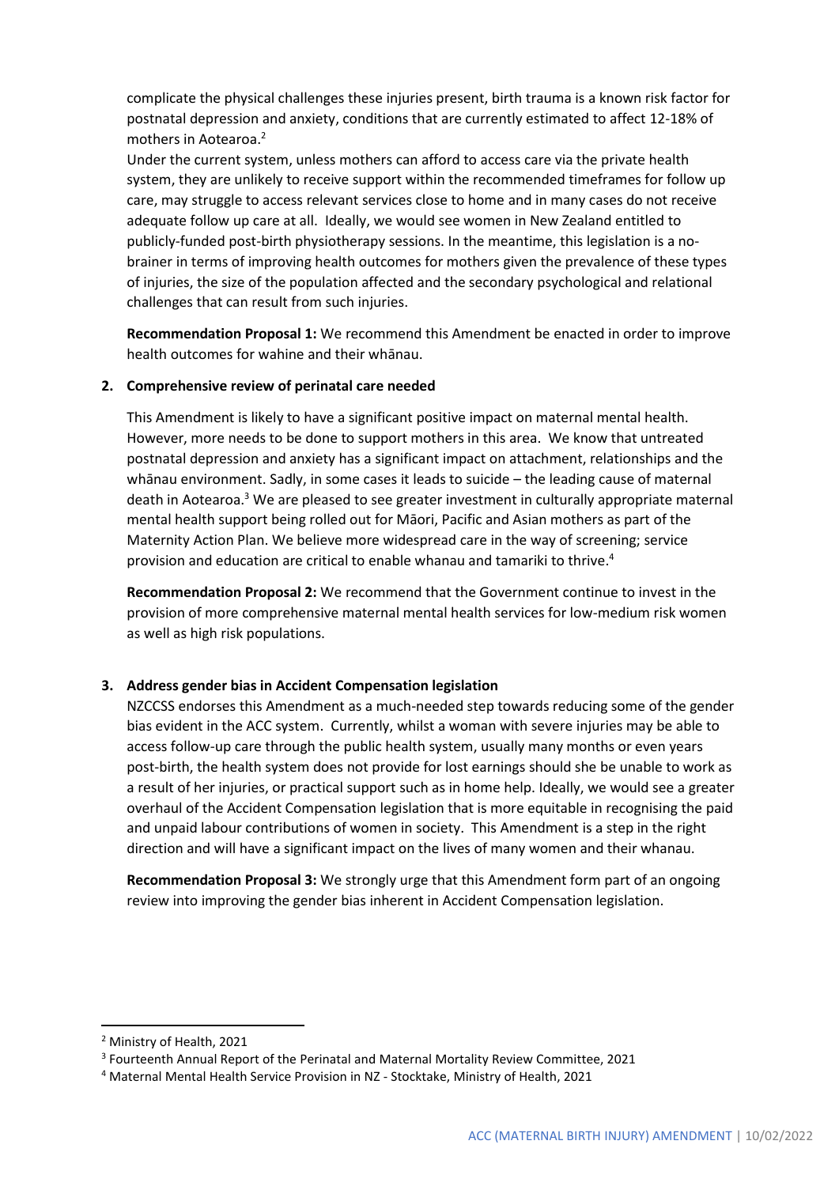complicate the physical challenges these injuries present, birth trauma is a known risk factor for postnatal depression and anxiety, conditions that are currently estimated to affect 12-18% of mothers in Aotearoa.[2]

Under the current system, unless mothers can afford to access care via the private health system, they are unlikely to receive support within the recommended timeframes for follow up care, may struggle to access relevant services close to home and in many cases do not receive adequate follow up care at all. Ideally, we would see women in New Zealand entitled to publicly-funded post-birth physiotherapy sessions. In the meantime, this legislation is a no-brainer in terms of improving health outcomes for mothers given the prevalence of these types of injuries, the size of the population affected and the secondary psychological and relational challenges that can result from such injuries.

**Recommendation Proposal 1:** We recommend this Amendment be enacted in order to improve health outcomes for wahine and their whānau.

**2. Comprehensive review of perinatal care needed**

This Amendment is likely to have a significant positive impact on maternal mental health. However, more needs to be done to support mothers in this area. We know that untreated postnatal depression and anxiety has a significant impact on attachment, relationships and the whānau environment. Sadly, in some cases it leads to suicide – the leading cause of maternal death in Aotearoa.[3] We are pleased to see greater investment in culturally appropriate maternal mental health support being rolled out for Māori, Pacific and Asian mothers as part of the Maternity Action Plan. We believe more widespread care in the way of screening; service provision and education are critical to enable whanau and tamariki to thrive.[4]

**Recommendation Proposal 2:** We recommend that the Government continue to invest in the provision of more comprehensive maternal mental health services for low-medium risk women as well as high risk populations.

**3. Address gender bias in Accident Compensation legislation**

NZCCSS endorses this Amendment as a much-needed step towards reducing some of the gender bias evident in the ACC system. Currently, whilst a woman with severe injuries may be able to access follow-up care through the public health system, usually many months or even years post-birth, the health system does not provide for lost earnings should she be unable to work as a result of her injuries, or practical support such as in home help. Ideally, we would see a greater overhaul of the Accident Compensation legislation that is more equitable in recognising the paid and unpaid labour contributions of women in society. This Amendment is a step in the right direction and will have a significant impact on the lives of many women and their whanau.

**Recommendation Proposal 3:** We strongly urge that this Amendment form part of an ongoing review into improving the gender bias inherent in Accident Compensation legislation.

---

[2] Ministry of Health, 2021

[3] Fourteenth Annual Report of the Perinatal and Maternal Mortality Review Committee, 2021

[4] Maternal Mental Health Service Provision in NZ - Stocktake, Ministry of Health, 2021